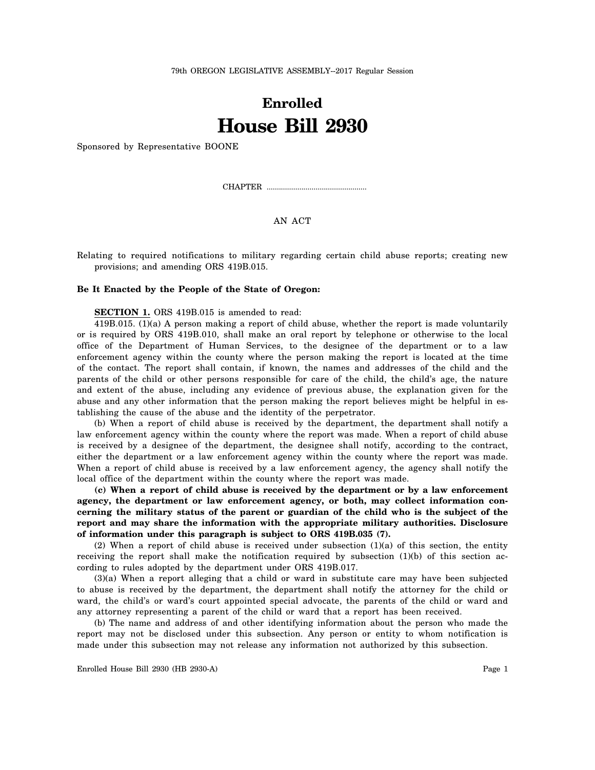79th OREGON LEGISLATIVE ASSEMBLY--2017 Regular Session

# Enrolled

# House Bill 2930

Sponsored by Representative BOONE

CHAPTER .................................................

AN ACT

Relating to required notifications to military regarding certain child abuse reports; creating new provisions; and amending ORS 419B.015.

**Be It Enacted by the People of the State of Oregon:**

**SECTION 1.** ORS 419B.015 is amended to read:

419B.015. (1)(a) A person making a report of child abuse, whether the report is made voluntarily or is required by ORS 419B.010, shall make an oral report by telephone or otherwise to the local office of the Department of Human Services, to the designee of the department or to a law enforcement agency within the county where the person making the report is located at the time of the contact. The report shall contain, if known, the names and addresses of the child and the parents of the child or other persons responsible for care of the child, the child's age, the nature and extent of the abuse, including any evidence of previous abuse, the explanation given for the abuse and any other information that the person making the report believes might be helpful in establishing the cause of the abuse and the identity of the perpetrator.

(b) When a report of child abuse is received by the department, the department shall notify a law enforcement agency within the county where the report was made. When a report of child abuse is received by a designee of the department, the designee shall notify, according to the contract, either the department or a law enforcement agency within the county where the report was made. When a report of child abuse is received by a law enforcement agency, the agency shall notify the local office of the department within the county where the report was made.

**(c) When a report of child abuse is received by the department or by a law enforcement agency, the department or law enforcement agency, or both, may collect information concerning the military status of the parent or guardian of the child who is the subject of the report and may share the information with the appropriate military authorities. Disclosure of information under this paragraph is subject to ORS 419B.035 (7).**

(2) When a report of child abuse is received under subsection (1)(a) of this section, the entity receiving the report shall make the notification required by subsection (1)(b) of this section according to rules adopted by the department under ORS 419B.017.

(3)(a) When a report alleging that a child or ward in substitute care may have been subjected to abuse is received by the department, the department shall notify the attorney for the child or ward, the child's or ward's court appointed special advocate, the parents of the child or ward and any attorney representing a parent of the child or ward that a report has been received.

(b) The name and address of and other identifying information about the person who made the report may not be disclosed under this subsection. Any person or entity to whom notification is made under this subsection may not release any information not authorized by this subsection.

Enrolled House Bill 2930 (HB 2930-A)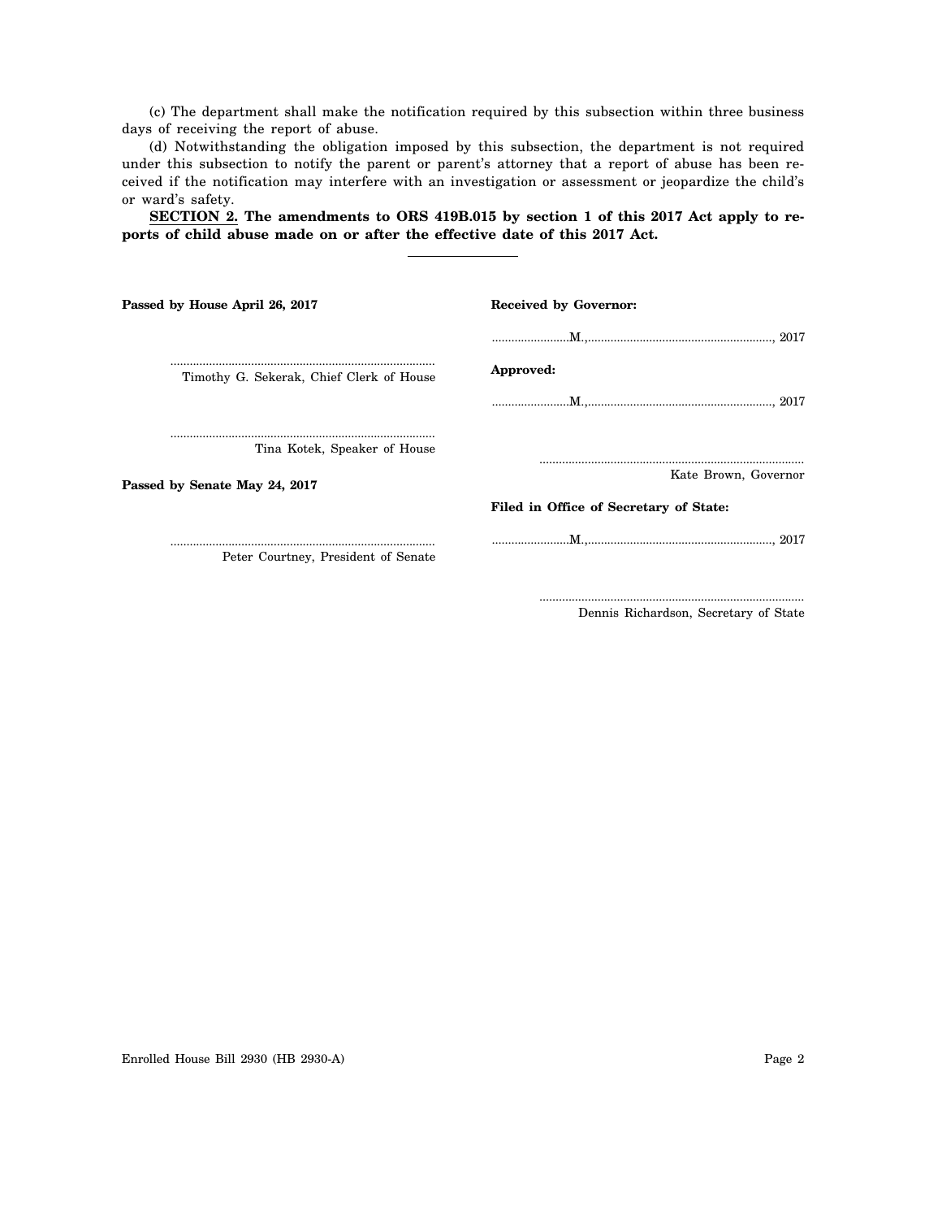(c) The department shall make the notification required by this subsection within three business days of receiving the report of abuse.

(d) Notwithstanding the obligation imposed by this subsection, the department is not required under this subsection to notify the parent or parent's attorney that a report of abuse has been received if the notification may interfere with an investigation or assessment or jeopardize the child's or ward's safety.

**SECTION 2. The amendments to ORS 419B.015 by section 1 of this 2017 Act apply to reports of child abuse made on or after the effective date of this 2017 Act.**

---

**Passed by House April 26, 2017**

..................................................................................
Timothy G. Sekerak, Chief Clerk of House

..................................................................................
Tina Kotek, Speaker of House

**Passed by Senate May 24, 2017**

..................................................................................
Peter Courtney, President of Senate

**Received by Governor:**

........................M.,........................................................., 2017

**Approved:**

........................M.,........................................................., 2017

..................................................................................
Kate Brown, Governor

**Filed in Office of Secretary of State:**

........................M.,........................................................., 2017

..................................................................................
Dennis Richardson, Secretary of State

Enrolled House Bill 2930 (HB 2930-A)